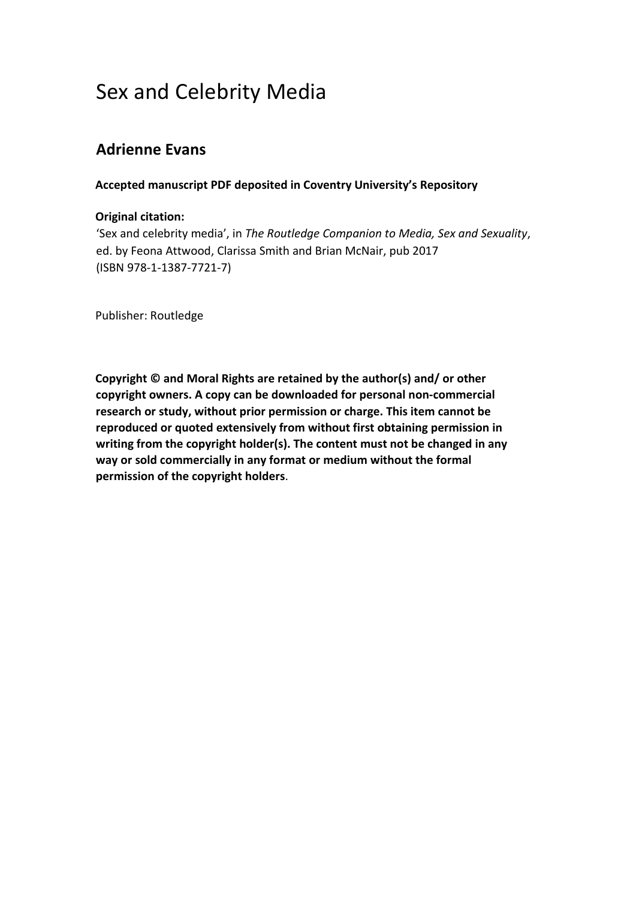# Sex and Celebrity Media

## Adrienne Evans

**Accepted manuscript PDF deposited in Coventry University's Repository**

**Original citation:**
'Sex and celebrity media', in *The Routledge Companion to Media, Sex and Sexuality*, ed. by Feona Attwood, Clarissa Smith and Brian McNair, pub 2017
(ISBN 978-1-1387-7721-7)

Publisher: Routledge

**Copyright © and Moral Rights are retained by the author(s) and/ or other copyright owners. A copy can be downloaded for personal non-commercial research or study, without prior permission or charge. This item cannot be reproduced or quoted extensively from without first obtaining permission in writing from the copyright holder(s). The content must not be changed in any way or sold commercially in any format or medium without the formal permission of the copyright holders**.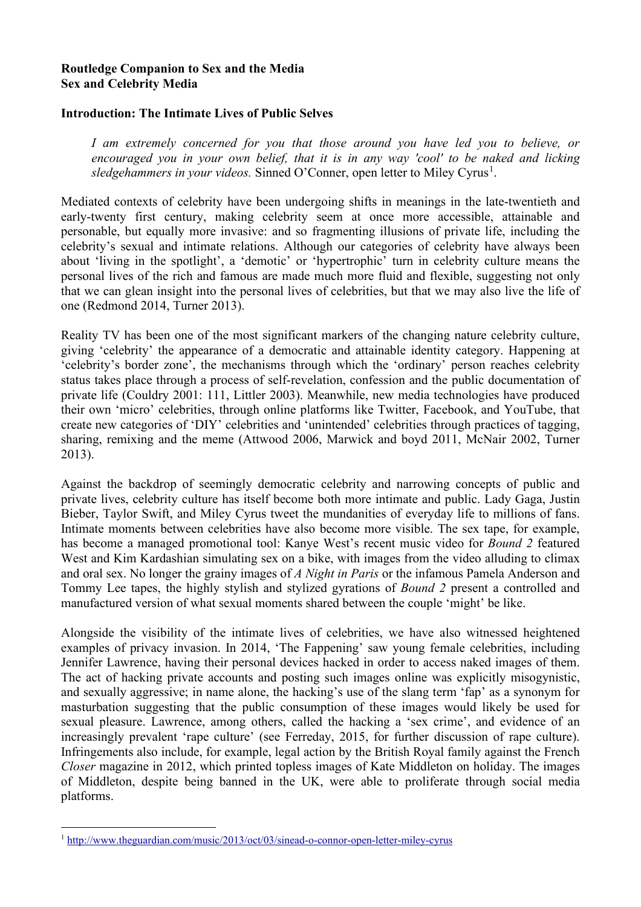**Routledge Companion to Sex and the Media**
**Sex and Celebrity Media**

**Introduction: The Intimate Lives of Public Selves**

> *I am extremely concerned for you that those around you have led you to believe, or encouraged you in your own belief, that it is in any way 'cool' to be naked and licking sledgehammers in your videos.* Sinned O'Conner, open letter to Miley Cyrus[1].

Mediated contexts of celebrity have been undergoing shifts in meanings in the late-twentieth and early-twenty first century, making celebrity seem at once more accessible, attainable and personable, but equally more invasive: and so fragmenting illusions of private life, including the celebrity's sexual and intimate relations. Although our categories of celebrity have always been about 'living in the spotlight', a 'demotic' or 'hypertrophic' turn in celebrity culture means the personal lives of the rich and famous are made much more fluid and flexible, suggesting not only that we can glean insight into the personal lives of celebrities, but that we may also live the life of one (Redmond 2014, Turner 2013).

Reality TV has been one of the most significant markers of the changing nature celebrity culture, giving 'celebrity' the appearance of a democratic and attainable identity category. Happening at 'celebrity's border zone', the mechanisms through which the 'ordinary' person reaches celebrity status takes place through a process of self-revelation, confession and the public documentation of private life (Couldry 2001: 111, Littler 2003). Meanwhile, new media technologies have produced their own 'micro' celebrities, through online platforms like Twitter, Facebook, and YouTube, that create new categories of 'DIY' celebrities and 'unintended' celebrities through practices of tagging, sharing, remixing and the meme (Attwood 2006, Marwick and boyd 2011, McNair 2002, Turner 2013).

Against the backdrop of seemingly democratic celebrity and narrowing concepts of public and private lives, celebrity culture has itself become both more intimate and public. Lady Gaga, Justin Bieber, Taylor Swift, and Miley Cyrus tweet the mundanities of everyday life to millions of fans. Intimate moments between celebrities have also become more visible. The sex tape, for example, has become a managed promotional tool: Kanye West's recent music video for *Bound 2* featured West and Kim Kardashian simulating sex on a bike, with images from the video alluding to climax and oral sex. No longer the grainy images of *A Night in Paris* or the infamous Pamela Anderson and Tommy Lee tapes, the highly stylish and stylized gyrations of *Bound 2* present a controlled and manufactured version of what sexual moments shared between the couple 'might' be like.

Alongside the visibility of the intimate lives of celebrities, we have also witnessed heightened examples of privacy invasion. In 2014, 'The Fappening' saw young female celebrities, including Jennifer Lawrence, having their personal devices hacked in order to access naked images of them. The act of hacking private accounts and posting such images online was explicitly misogynistic, and sexually aggressive; in name alone, the hacking's use of the slang term 'fap' as a synonym for masturbation suggesting that the public consumption of these images would likely be used for sexual pleasure. Lawrence, among others, called the hacking a 'sex crime', and evidence of an increasingly prevalent 'rape culture' (see Ferreday, 2015, for further discussion of rape culture). Infringements also include, for example, legal action by the British Royal family against the French *Closer* magazine in 2012, which printed topless images of Kate Middleton on holiday. The images of Middleton, despite being banned in the UK, were able to proliferate through social media platforms.

---

[1] http://www.theguardian.com/music/2013/oct/03/sinead-o-connor-open-letter-miley-cyrus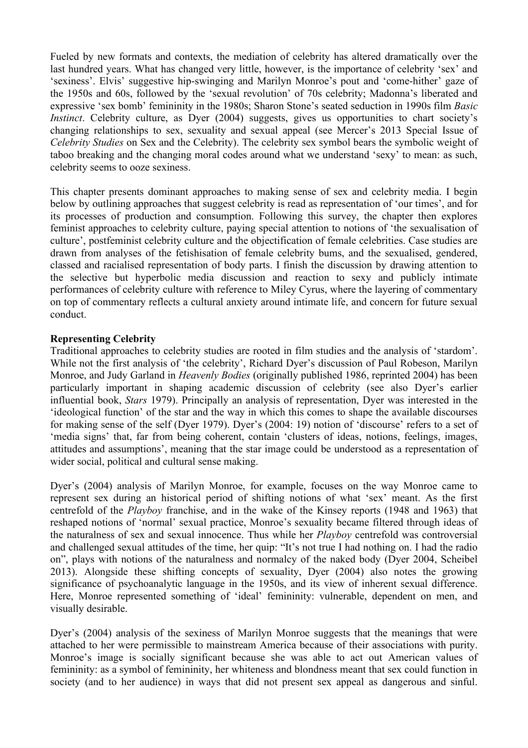Fueled by new formats and contexts, the mediation of celebrity has altered dramatically over the last hundred years. What has changed very little, however, is the importance of celebrity 'sex' and 'sexiness'. Elvis' suggestive hip-swinging and Marilyn Monroe's pout and 'come-hither' gaze of the 1950s and 60s, followed by the 'sexual revolution' of 70s celebrity; Madonna's liberated and expressive 'sex bomb' femininity in the 1980s; Sharon Stone's seated seduction in 1990s film *Basic Instinct*. Celebrity culture, as Dyer (2004) suggests, gives us opportunities to chart society's changing relationships to sex, sexuality and sexual appeal (see Mercer's 2013 Special Issue of *Celebrity Studies* on Sex and the Celebrity). The celebrity sex symbol bears the symbolic weight of taboo breaking and the changing moral codes around what we understand 'sexy' to mean: as such, celebrity seems to ooze sexiness.

This chapter presents dominant approaches to making sense of sex and celebrity media. I begin below by outlining approaches that suggest celebrity is read as representation of 'our times', and for its processes of production and consumption. Following this survey, the chapter then explores feminist approaches to celebrity culture, paying special attention to notions of 'the sexualisation of culture', postfeminist celebrity culture and the objectification of female celebrities. Case studies are drawn from analyses of the fetishisation of female celebrity bums, and the sexualised, gendered, classed and racialised representation of body parts. I finish the discussion by drawing attention to the selective but hyperbolic media discussion and reaction to sexy and publicly intimate performances of celebrity culture with reference to Miley Cyrus, where the layering of commentary on top of commentary reflects a cultural anxiety around intimate life, and concern for future sexual conduct.

**Representing Celebrity**

Traditional approaches to celebrity studies are rooted in film studies and the analysis of 'stardom'. While not the first analysis of 'the celebrity', Richard Dyer's discussion of Paul Robeson, Marilyn Monroe, and Judy Garland in *Heavenly Bodies* (originally published 1986, reprinted 2004) has been particularly important in shaping academic discussion of celebrity (see also Dyer's earlier influential book, *Stars* 1979). Principally an analysis of representation, Dyer was interested in the 'ideological function' of the star and the way in which this comes to shape the available discourses for making sense of the self (Dyer 1979). Dyer's (2004: 19) notion of 'discourse' refers to a set of 'media signs' that, far from being coherent, contain 'clusters of ideas, notions, feelings, images, attitudes and assumptions', meaning that the star image could be understood as a representation of wider social, political and cultural sense making.

Dyer's (2004) analysis of Marilyn Monroe, for example, focuses on the way Monroe came to represent sex during an historical period of shifting notions of what 'sex' meant. As the first centrefold of the *Playboy* franchise, and in the wake of the Kinsey reports (1948 and 1963) that reshaped notions of 'normal' sexual practice, Monroe's sexuality became filtered through ideas of the naturalness of sex and sexual innocence. Thus while her *Playboy* centrefold was controversial and challenged sexual attitudes of the time, her quip: "It's not true I had nothing on. I had the radio on", plays with notions of the naturalness and normalcy of the naked body (Dyer 2004, Scheibel 2013). Alongside these shifting concepts of sexuality, Dyer (2004) also notes the growing significance of psychoanalytic language in the 1950s, and its view of inherent sexual difference. Here, Monroe represented something of 'ideal' femininity: vulnerable, dependent on men, and visually desirable.

Dyer's (2004) analysis of the sexiness of Marilyn Monroe suggests that the meanings that were attached to her were permissible to mainstream America because of their associations with purity. Monroe's image is socially significant because she was able to act out American values of femininity: as a symbol of femininity, her whiteness and blondness meant that sex could function in society (and to her audience) in ways that did not present sex appeal as dangerous and sinful.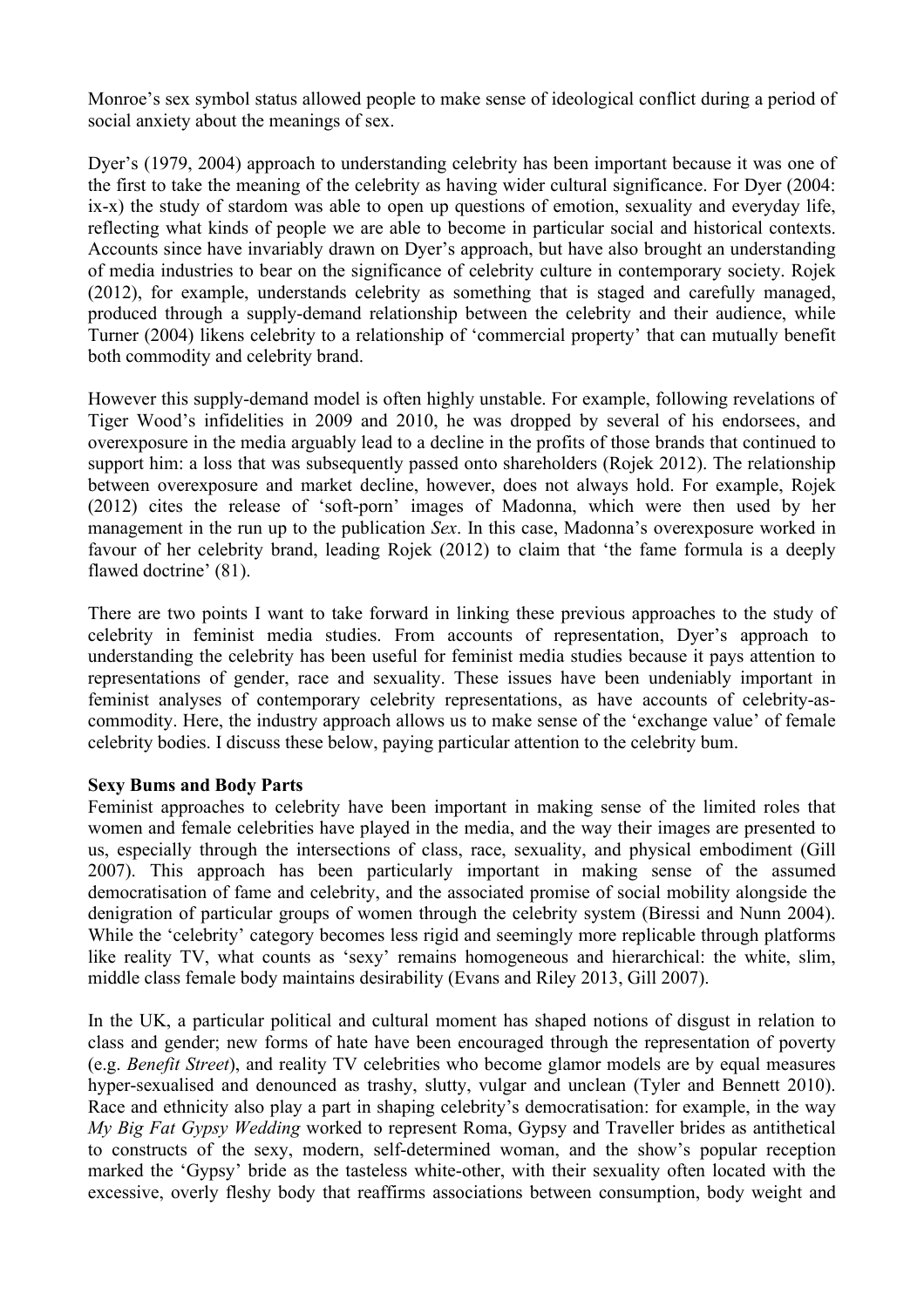Monroe's sex symbol status allowed people to make sense of ideological conflict during a period of social anxiety about the meanings of sex.

Dyer's (1979, 2004) approach to understanding celebrity has been important because it was one of the first to take the meaning of the celebrity as having wider cultural significance. For Dyer (2004: ix-x) the study of stardom was able to open up questions of emotion, sexuality and everyday life, reflecting what kinds of people we are able to become in particular social and historical contexts. Accounts since have invariably drawn on Dyer's approach, but have also brought an understanding of media industries to bear on the significance of celebrity culture in contemporary society. Rojek (2012), for example, understands celebrity as something that is staged and carefully managed, produced through a supply-demand relationship between the celebrity and their audience, while Turner (2004) likens celebrity to a relationship of 'commercial property' that can mutually benefit both commodity and celebrity brand.

However this supply-demand model is often highly unstable. For example, following revelations of Tiger Wood's infidelities in 2009 and 2010, he was dropped by several of his endorsees, and overexposure in the media arguably lead to a decline in the profits of those brands that continued to support him: a loss that was subsequently passed onto shareholders (Rojek 2012). The relationship between overexposure and market decline, however, does not always hold. For example, Rojek (2012) cites the release of 'soft-porn' images of Madonna, which were then used by her management in the run up to the publication *Sex*. In this case, Madonna's overexposure worked in favour of her celebrity brand, leading Rojek (2012) to claim that 'the fame formula is a deeply flawed doctrine' (81).

There are two points I want to take forward in linking these previous approaches to the study of celebrity in feminist media studies. From accounts of representation, Dyer's approach to understanding the celebrity has been useful for feminist media studies because it pays attention to representations of gender, race and sexuality. These issues have been undeniably important in feminist analyses of contemporary celebrity representations, as have accounts of celebrity-as-commodity. Here, the industry approach allows us to make sense of the 'exchange value' of female celebrity bodies. I discuss these below, paying particular attention to the celebrity bum.

**Sexy Bums and Body Parts**

Feminist approaches to celebrity have been important in making sense of the limited roles that women and female celebrities have played in the media, and the way their images are presented to us, especially through the intersections of class, race, sexuality, and physical embodiment (Gill 2007). This approach has been particularly important in making sense of the assumed democratisation of fame and celebrity, and the associated promise of social mobility alongside the denigration of particular groups of women through the celebrity system (Biressi and Nunn 2004). While the 'celebrity' category becomes less rigid and seemingly more replicable through platforms like reality TV, what counts as 'sexy' remains homogeneous and hierarchical: the white, slim, middle class female body maintains desirability (Evans and Riley 2013, Gill 2007).

In the UK, a particular political and cultural moment has shaped notions of disgust in relation to class and gender; new forms of hate have been encouraged through the representation of poverty (e.g. *Benefit Street*), and reality TV celebrities who become glamor models are by equal measures hyper-sexualised and denounced as trashy, slutty, vulgar and unclean (Tyler and Bennett 2010). Race and ethnicity also play a part in shaping celebrity's democratisation: for example, in the way *My Big Fat Gypsy Wedding* worked to represent Roma, Gypsy and Traveller brides as antithetical to constructs of the sexy, modern, self-determined woman, and the show's popular reception marked the 'Gypsy' bride as the tasteless white-other, with their sexuality often located with the excessive, overly fleshy body that reaffirms associations between consumption, body weight and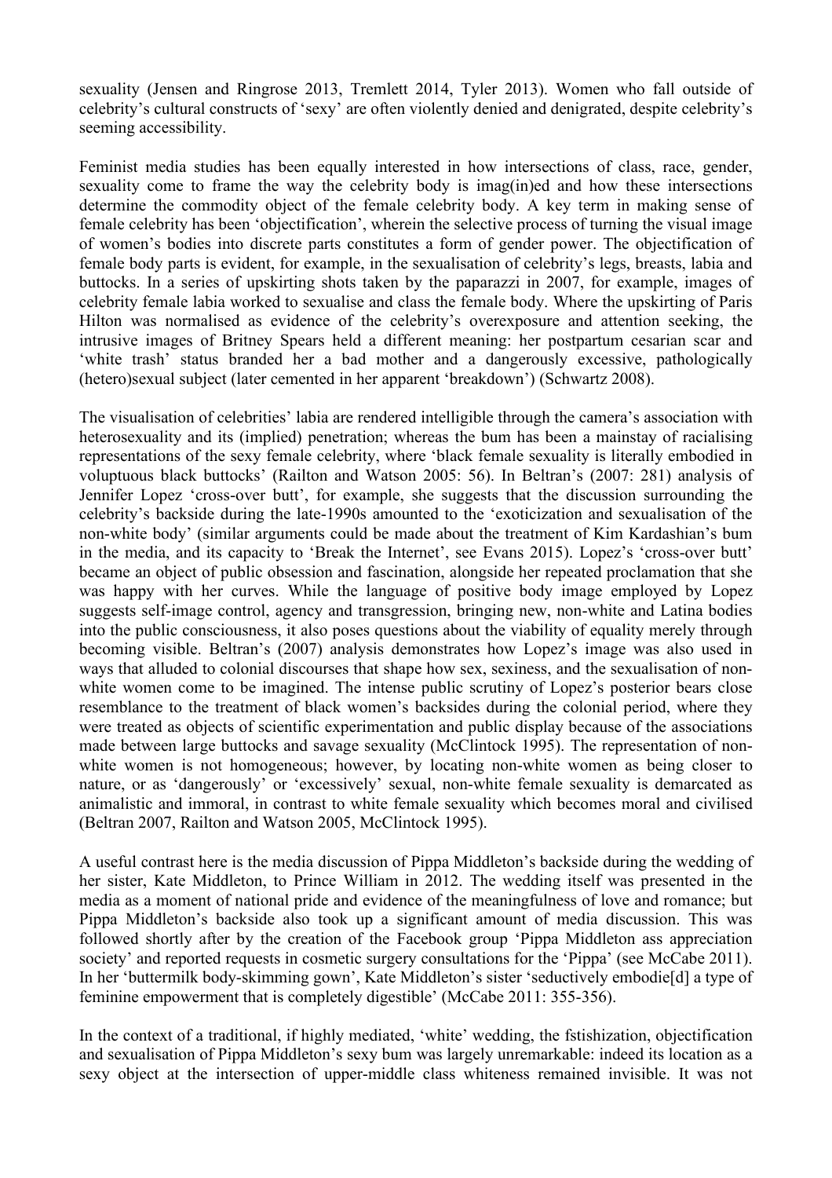sexuality (Jensen and Ringrose 2013, Tremlett 2014, Tyler 2013). Women who fall outside of celebrity's cultural constructs of 'sexy' are often violently denied and denigrated, despite celebrity's seeming accessibility.

Feminist media studies has been equally interested in how intersections of class, race, gender, sexuality come to frame the way the celebrity body is imag(in)ed and how these intersections determine the commodity object of the female celebrity body. A key term in making sense of female celebrity has been 'objectification', wherein the selective process of turning the visual image of women's bodies into discrete parts constitutes a form of gender power. The objectification of female body parts is evident, for example, in the sexualisation of celebrity's legs, breasts, labia and buttocks. In a series of upskirting shots taken by the paparazzi in 2007, for example, images of celebrity female labia worked to sexualise and class the female body. Where the upskirting of Paris Hilton was normalised as evidence of the celebrity's overexposure and attention seeking, the intrusive images of Britney Spears held a different meaning: her postpartum cesarian scar and 'white trash' status branded her a bad mother and a dangerously excessive, pathologically (hetero)sexual subject (later cemented in her apparent 'breakdown') (Schwartz 2008).

The visualisation of celebrities' labia are rendered intelligible through the camera's association with heterosexuality and its (implied) penetration; whereas the bum has been a mainstay of racialising representations of the sexy female celebrity, where 'black female sexuality is literally embodied in voluptuous black buttocks' (Railton and Watson 2005: 56). In Beltran's (2007: 281) analysis of Jennifer Lopez 'cross-over butt', for example, she suggests that the discussion surrounding the celebrity's backside during the late-1990s amounted to the 'exoticization and sexualisation of the non-white body' (similar arguments could be made about the treatment of Kim Kardashian's bum in the media, and its capacity to 'Break the Internet', see Evans 2015). Lopez's 'cross-over butt' became an object of public obsession and fascination, alongside her repeated proclamation that she was happy with her curves. While the language of positive body image employed by Lopez suggests self-image control, agency and transgression, bringing new, non-white and Latina bodies into the public consciousness, it also poses questions about the viability of equality merely through becoming visible. Beltran's (2007) analysis demonstrates how Lopez's image was also used in ways that alluded to colonial discourses that shape how sex, sexiness, and the sexualisation of non-white women come to be imagined. The intense public scrutiny of Lopez's posterior bears close resemblance to the treatment of black women's backsides during the colonial period, where they were treated as objects of scientific experimentation and public display because of the associations made between large buttocks and savage sexuality (McClintock 1995). The representation of non-white women is not homogeneous; however, by locating non-white women as being closer to nature, or as 'dangerously' or 'excessively' sexual, non-white female sexuality is demarcated as animalistic and immoral, in contrast to white female sexuality which becomes moral and civilised (Beltran 2007, Railton and Watson 2005, McClintock 1995).

A useful contrast here is the media discussion of Pippa Middleton's backside during the wedding of her sister, Kate Middleton, to Prince William in 2012. The wedding itself was presented in the media as a moment of national pride and evidence of the meaningfulness of love and romance; but Pippa Middleton's backside also took up a significant amount of media discussion. This was followed shortly after by the creation of the Facebook group 'Pippa Middleton ass appreciation society' and reported requests in cosmetic surgery consultations for the 'Pippa' (see McCabe 2011). In her 'buttermilk body-skimming gown', Kate Middleton's sister 'seductively embodie[d] a type of feminine empowerment that is completely digestible' (McCabe 2011: 355-356).

In the context of a traditional, if highly mediated, 'white' wedding, the fstishization, objectification and sexualisation of Pippa Middleton's sexy bum was largely unremarkable: indeed its location as a sexy object at the intersection of upper-middle class whiteness remained invisible. It was not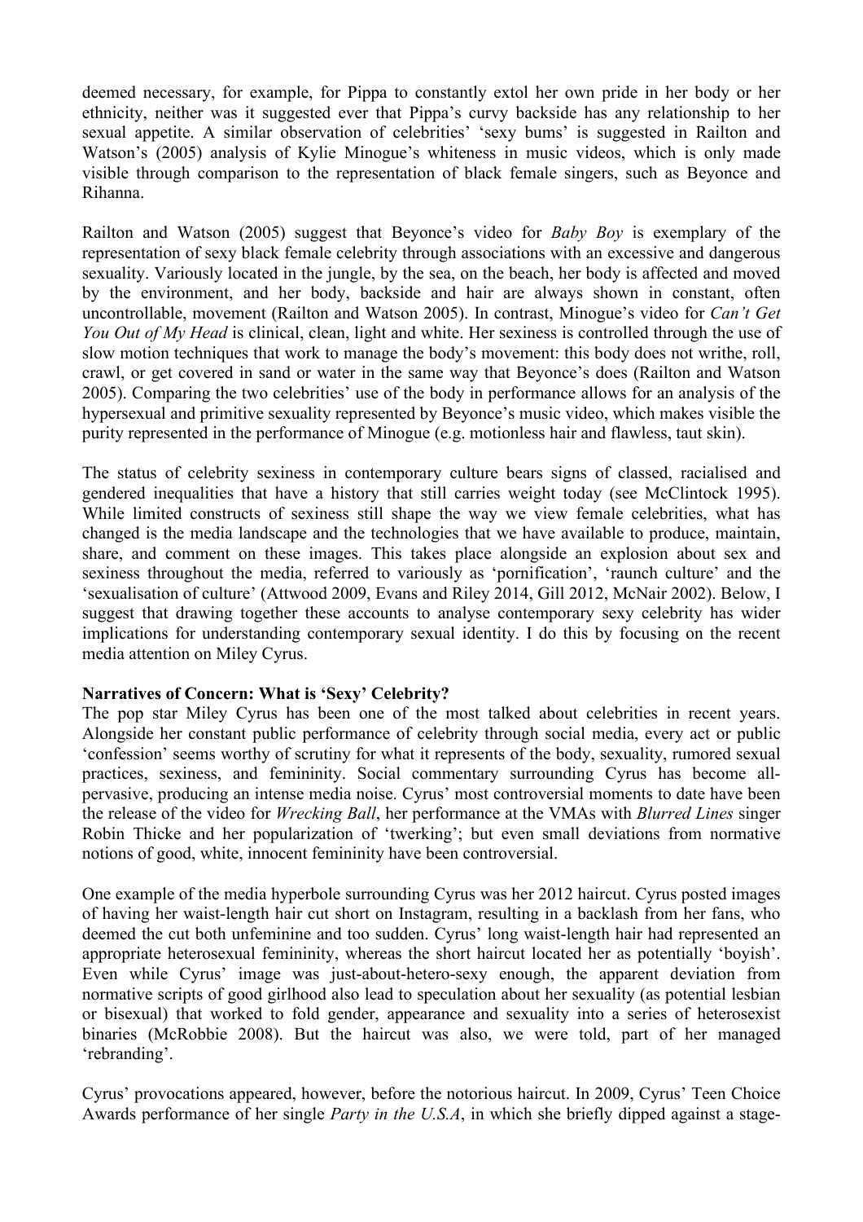deemed necessary, for example, for Pippa to constantly extol her own pride in her body or her ethnicity, neither was it suggested ever that Pippa's curvy backside has any relationship to her sexual appetite. A similar observation of celebrities' 'sexy bums' is suggested in Railton and Watson's (2005) analysis of Kylie Minogue's whiteness in music videos, which is only made visible through comparison to the representation of black female singers, such as Beyonce and Rihanna.

Railton and Watson (2005) suggest that Beyonce's video for *Baby Boy* is exemplary of the representation of sexy black female celebrity through associations with an excessive and dangerous sexuality. Variously located in the jungle, by the sea, on the beach, her body is affected and moved by the environment, and her body, backside and hair are always shown in constant, often uncontrollable, movement (Railton and Watson 2005). In contrast, Minogue's video for *Can't Get You Out of My Head* is clinical, clean, light and white. Her sexiness is controlled through the use of slow motion techniques that work to manage the body's movement: this body does not writhe, roll, crawl, or get covered in sand or water in the same way that Beyonce's does (Railton and Watson 2005). Comparing the two celebrities' use of the body in performance allows for an analysis of the hypersexual and primitive sexuality represented by Beyonce's music video, which makes visible the purity represented in the performance of Minogue (e.g. motionless hair and flawless, taut skin).

The status of celebrity sexiness in contemporary culture bears signs of classed, racialised and gendered inequalities that have a history that still carries weight today (see McClintock 1995). While limited constructs of sexiness still shape the way we view female celebrities, what has changed is the media landscape and the technologies that we have available to produce, maintain, share, and comment on these images. This takes place alongside an explosion about sex and sexiness throughout the media, referred to variously as 'pornification', 'raunch culture' and the 'sexualisation of culture' (Attwood 2009, Evans and Riley 2014, Gill 2012, McNair 2002). Below, I suggest that drawing together these accounts to analyse contemporary sexy celebrity has wider implications for understanding contemporary sexual identity. I do this by focusing on the recent media attention on Miley Cyrus.

**Narratives of Concern: What is 'Sexy' Celebrity?**

The pop star Miley Cyrus has been one of the most talked about celebrities in recent years. Alongside her constant public performance of celebrity through social media, every act or public 'confession' seems worthy of scrutiny for what it represents of the body, sexuality, rumored sexual practices, sexiness, and femininity. Social commentary surrounding Cyrus has become all-pervasive, producing an intense media noise. Cyrus' most controversial moments to date have been the release of the video for *Wrecking Ball*, her performance at the VMAs with *Blurred Lines* singer Robin Thicke and her popularization of 'twerking'; but even small deviations from normative notions of good, white, innocent femininity have been controversial.

One example of the media hyperbole surrounding Cyrus was her 2012 haircut. Cyrus posted images of having her waist-length hair cut short on Instagram, resulting in a backlash from her fans, who deemed the cut both unfeminine and too sudden. Cyrus' long waist-length hair had represented an appropriate heterosexual femininity, whereas the short haircut located her as potentially 'boyish'. Even while Cyrus' image was just-about-hetero-sexy enough, the apparent deviation from normative scripts of good girlhood also lead to speculation about her sexuality (as potential lesbian or bisexual) that worked to fold gender, appearance and sexuality into a series of heterosexist binaries (McRobbie 2008). But the haircut was also, we were told, part of her managed 'rebranding'.

Cyrus' provocations appeared, however, before the notorious haircut. In 2009, Cyrus' Teen Choice Awards performance of her single *Party in the U.S.A*, in which she briefly dipped against a stage-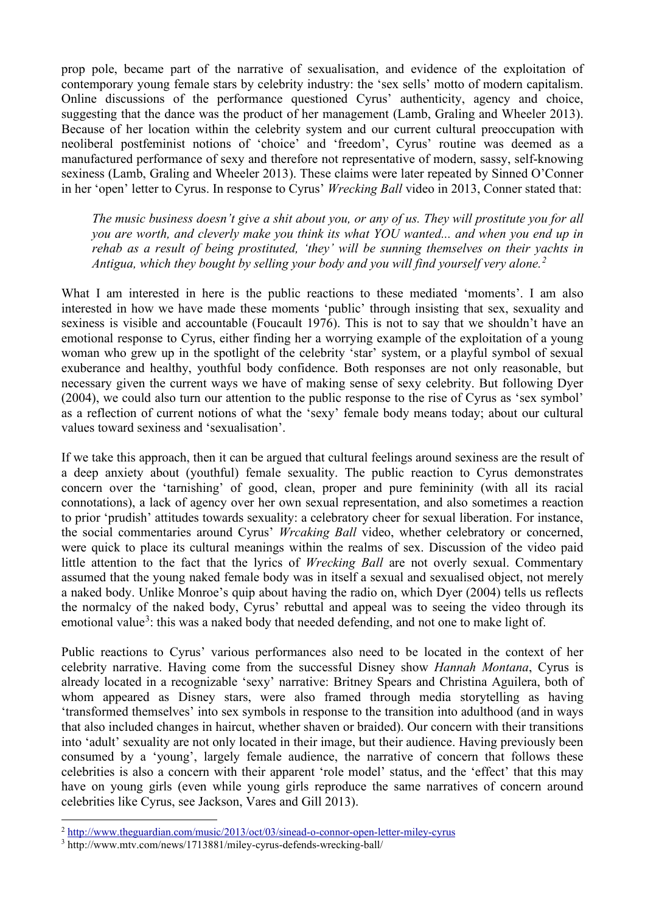prop pole, became part of the narrative of sexualisation, and evidence of the exploitation of contemporary young female stars by celebrity industry: the 'sex sells' motto of modern capitalism. Online discussions of the performance questioned Cyrus' authenticity, agency and choice, suggesting that the dance was the product of her management (Lamb, Graling and Wheeler 2013). Because of her location within the celebrity system and our current cultural preoccupation with neoliberal postfeminist notions of 'choice' and 'freedom', Cyrus' routine was deemed as a manufactured performance of sexy and therefore not representative of modern, sassy, self-knowing sexiness (Lamb, Graling and Wheeler 2013). These claims were later repeated by Sinned O'Conner in her 'open' letter to Cyrus. In response to Cyrus' *Wrecking Ball* video in 2013, Conner stated that:

> *The music business doesn't give a shit about you, or any of us. They will prostitute you for all you are worth, and cleverly make you think its what YOU wanted... and when you end up in rehab as a result of being prostituted, 'they' will be sunning themselves on their yachts in Antigua, which they bought by selling your body and you will find yourself very alone.*[2]

What I am interested in here is the public reactions to these mediated 'moments'. I am also interested in how we have made these moments 'public' through insisting that sex, sexuality and sexiness is visible and accountable (Foucault 1976). This is not to say that we shouldn't have an emotional response to Cyrus, either finding her a worrying example of the exploitation of a young woman who grew up in the spotlight of the celebrity 'star' system, or a playful symbol of sexual exuberance and healthy, youthful body confidence. Both responses are not only reasonable, but necessary given the current ways we have of making sense of sexy celebrity. But following Dyer (2004), we could also turn our attention to the public response to the rise of Cyrus as 'sex symbol' as a reflection of current notions of what the 'sexy' female body means today; about our cultural values toward sexiness and 'sexualisation'.

If we take this approach, then it can be argued that cultural feelings around sexiness are the result of a deep anxiety about (youthful) female sexuality. The public reaction to Cyrus demonstrates concern over the 'tarnishing' of good, clean, proper and pure femininity (with all its racial connotations), a lack of agency over her own sexual representation, and also sometimes a reaction to prior 'prudish' attitudes towards sexuality: a celebratory cheer for sexual liberation. For instance, the social commentaries around Cyrus' *Wrcaking Ball* video, whether celebratory or concerned, were quick to place its cultural meanings within the realms of sex. Discussion of the video paid little attention to the fact that the lyrics of *Wrecking Ball* are not overly sexual. Commentary assumed that the young naked female body was in itself a sexual and sexualised object, not merely a naked body. Unlike Monroe's quip about having the radio on, which Dyer (2004) tells us reflects the normalcy of the naked body, Cyrus' rebuttal and appeal was to seeing the video through its emotional value[3]: this was a naked body that needed defending, and not one to make light of.

Public reactions to Cyrus' various performances also need to be located in the context of her celebrity narrative. Having come from the successful Disney show *Hannah Montana*, Cyrus is already located in a recognizable 'sexy' narrative: Britney Spears and Christina Aguilera, both of whom appeared as Disney stars, were also framed through media storytelling as having 'transformed themselves' into sex symbols in response to the transition into adulthood (and in ways that also included changes in haircut, whether shaven or braided). Our concern with their transitions into 'adult' sexuality are not only located in their image, but their audience. Having previously been consumed by a 'young', largely female audience, the narrative of concern that follows these celebrities is also a concern with their apparent 'role model' status, and the 'effect' that this may have on young girls (even while young girls reproduce the same narratives of concern around celebrities like Cyrus, see Jackson, Vares and Gill 2013).

---

[2] http://www.theguardian.com/music/2013/oct/03/sinead-o-connor-open-letter-miley-cyrus

[3] http://www.mtv.com/news/1713881/miley-cyrus-defends-wrecking-ball/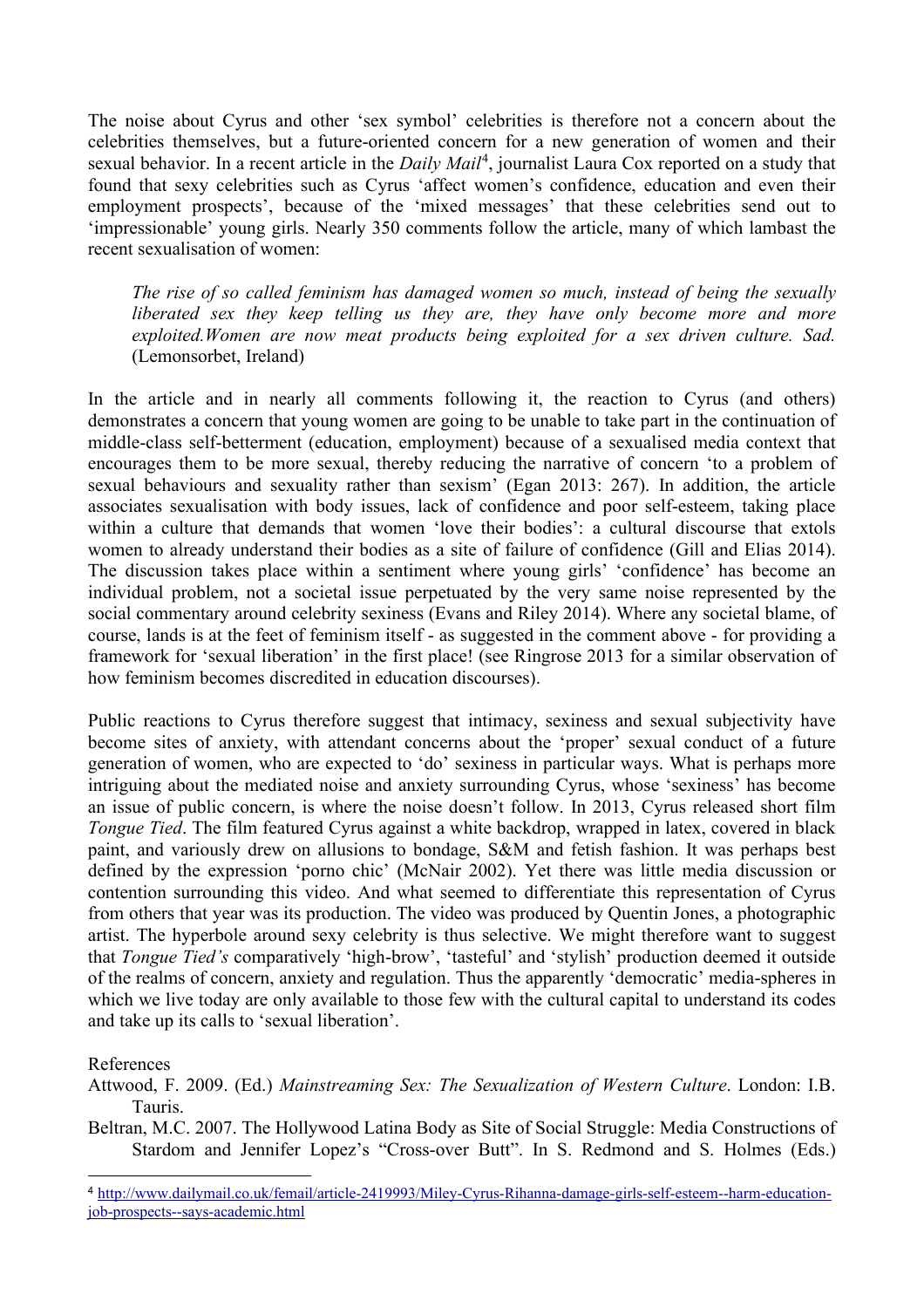The noise about Cyrus and other 'sex symbol' celebrities is therefore not a concern about the celebrities themselves, but a future-oriented concern for a new generation of women and their sexual behavior. In a recent article in the *Daily Mail*[4], journalist Laura Cox reported on a study that found that sexy celebrities such as Cyrus 'affect women's confidence, education and even their employment prospects', because of the 'mixed messages' that these celebrities send out to 'impressionable' young girls. Nearly 350 comments follow the article, many of which lambast the recent sexualisation of women:

> *The rise of so called feminism has damaged women so much, instead of being the sexually liberated sex they keep telling us they are, they have only become more and more exploited.Women are now meat products being exploited for a sex driven culture. Sad.* (Lemonsorbet, Ireland)

In the article and in nearly all comments following it, the reaction to Cyrus (and others) demonstrates a concern that young women are going to be unable to take part in the continuation of middle-class self-betterment (education, employment) because of a sexualised media context that encourages them to be more sexual, thereby reducing the narrative of concern 'to a problem of sexual behaviours and sexuality rather than sexism' (Egan 2013: 267). In addition, the article associates sexualisation with body issues, lack of confidence and poor self-esteem, taking place within a culture that demands that women 'love their bodies': a cultural discourse that extols women to already understand their bodies as a site of failure of confidence (Gill and Elias 2014). The discussion takes place within a sentiment where young girls' 'confidence' has become an individual problem, not a societal issue perpetuated by the very same noise represented by the social commentary around celebrity sexiness (Evans and Riley 2014). Where any societal blame, of course, lands is at the feet of feminism itself - as suggested in the comment above - for providing a framework for 'sexual liberation' in the first place! (see Ringrose 2013 for a similar observation of how feminism becomes discredited in education discourses).

Public reactions to Cyrus therefore suggest that intimacy, sexiness and sexual subjectivity have become sites of anxiety, with attendant concerns about the 'proper' sexual conduct of a future generation of women, who are expected to 'do' sexiness in particular ways. What is perhaps more intriguing about the mediated noise and anxiety surrounding Cyrus, whose 'sexiness' has become an issue of public concern, is where the noise doesn't follow. In 2013, Cyrus released short film *Tongue Tied*. The film featured Cyrus against a white backdrop, wrapped in latex, covered in black paint, and variously drew on allusions to bondage, S&M and fetish fashion. It was perhaps best defined by the expression 'porno chic' (McNair 2002). Yet there was little media discussion or contention surrounding this video. And what seemed to differentiate this representation of Cyrus from others that year was its production. The video was produced by Quentin Jones, a photographic artist. The hyperbole around sexy celebrity is thus selective. We might therefore want to suggest that *Tongue Tied's* comparatively 'high-brow', 'tasteful' and 'stylish' production deemed it outside of the realms of concern, anxiety and regulation. Thus the apparently 'democratic' media-spheres in which we live today are only available to those few with the cultural capital to understand its codes and take up its calls to 'sexual liberation'.

References

Attwood, F. 2009. (Ed.) *Mainstreaming Sex: The Sexualization of Western Culture*. London: I.B. Tauris.

Beltran, M.C. 2007. The Hollywood Latina Body as Site of Social Struggle: Media Constructions of Stardom and Jennifer Lopez's "Cross-over Butt". In S. Redmond and S. Holmes (Eds.)

[4] http://www.dailymail.co.uk/femail/article-2419993/Miley-Cyrus-Rihanna-damage-girls-self-esteem--harm-education-job-prospects--says-academic.html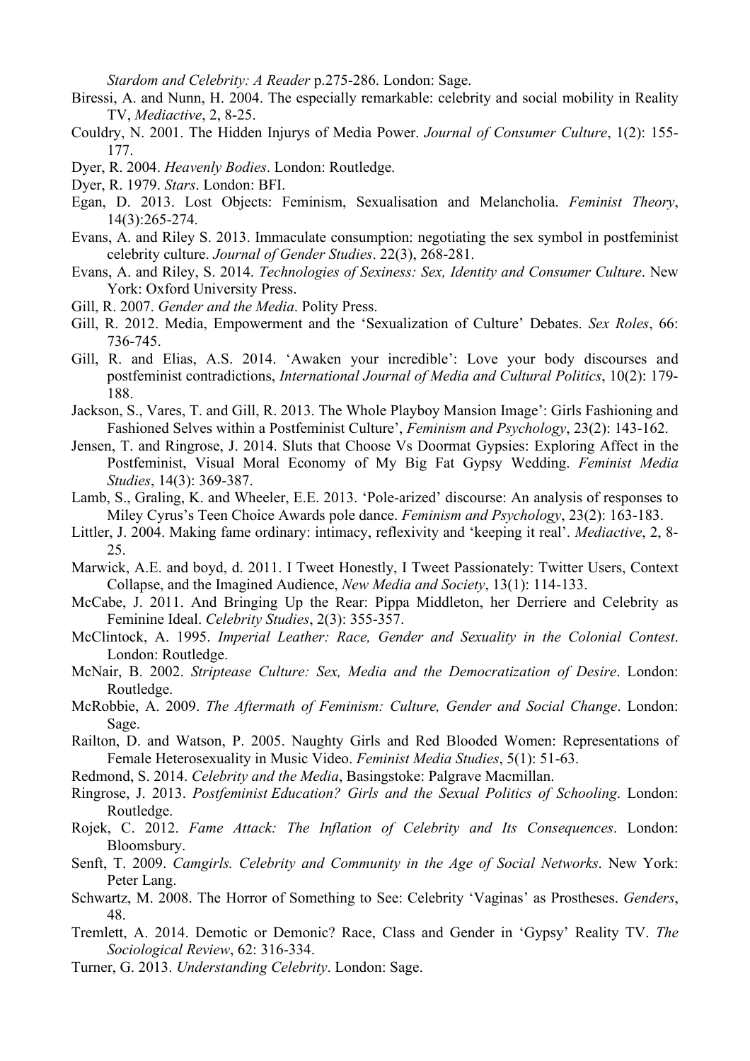*Stardom and Celebrity: A Reader* p.275-286. London: Sage.

Biressi, A. and Nunn, H. 2004. The especially remarkable: celebrity and social mobility in Reality TV, *Mediactive*, 2, 8-25.

Couldry, N. 2001. The Hidden Injurys of Media Power. *Journal of Consumer Culture*, 1(2): 155-177.

Dyer, R. 2004. *Heavenly Bodies*. London: Routledge.

Dyer, R. 1979. *Stars*. London: BFI.

Egan, D. 2013. Lost Objects: Feminism, Sexualisation and Melancholia. *Feminist Theory*, 14(3):265-274.

Evans, A. and Riley S. 2013. Immaculate consumption: negotiating the sex symbol in postfeminist celebrity culture. *Journal of Gender Studies*. 22(3), 268-281.

Evans, A. and Riley, S. 2014. *Technologies of Sexiness: Sex, Identity and Consumer Culture*. New York: Oxford University Press.

Gill, R. 2007. *Gender and the Media*. Polity Press.

Gill, R. 2012. Media, Empowerment and the 'Sexualization of Culture' Debates. *Sex Roles*, 66: 736-745.

Gill, R. and Elias, A.S. 2014. 'Awaken your incredible': Love your body discourses and postfeminist contradictions, *International Journal of Media and Cultural Politics*, 10(2): 179-188.

Jackson, S., Vares, T. and Gill, R. 2013. The Whole Playboy Mansion Image': Girls Fashioning and Fashioned Selves within a Postfeminist Culture', *Feminism and Psychology*, 23(2): 143-162.

Jensen, T. and Ringrose, J. 2014. Sluts that Choose Vs Doormat Gypsies: Exploring Affect in the Postfeminist, Visual Moral Economy of My Big Fat Gypsy Wedding. *Feminist Media Studies*, 14(3): 369-387.

Lamb, S., Graling, K. and Wheeler, E.E. 2013. 'Pole-arized' discourse: An analysis of responses to Miley Cyrus's Teen Choice Awards pole dance. *Feminism and Psychology*, 23(2): 163-183.

Littler, J. 2004. Making fame ordinary: intimacy, reflexivity and 'keeping it real'. *Mediactive*, 2, 8-25.

Marwick, A.E. and boyd, d. 2011. I Tweet Honestly, I Tweet Passionately: Twitter Users, Context Collapse, and the Imagined Audience, *New Media and Society*, 13(1): 114-133.

McCabe, J. 2011. And Bringing Up the Rear: Pippa Middleton, her Derriere and Celebrity as Feminine Ideal. *Celebrity Studies*, 2(3): 355-357.

McClintock, A. 1995. *Imperial Leather: Race, Gender and Sexuality in the Colonial Contest*. London: Routledge.

McNair, B. 2002. *Striptease Culture: Sex, Media and the Democratization of Desire*. London: Routledge.

McRobbie, A. 2009. *The Aftermath of Feminism: Culture, Gender and Social Change*. London: Sage.

Railton, D. and Watson, P. 2005. Naughty Girls and Red Blooded Women: Representations of Female Heterosexuality in Music Video. *Feminist Media Studies*, 5(1): 51-63.

Redmond, S. 2014. *Celebrity and the Media*, Basingstoke: Palgrave Macmillan.

Ringrose, J. 2013. *Postfeminist Education? Girls and the Sexual Politics of Schooling*. London: Routledge.

Rojek, C. 2012. *Fame Attack: The Inflation of Celebrity and Its Consequences*. London: Bloomsbury.

Senft, T. 2009. *Camgirls. Celebrity and Community in the Age of Social Networks*. New York: Peter Lang.

Schwartz, M. 2008. The Horror of Something to See: Celebrity 'Vaginas' as Prostheses. *Genders*, 48.

Tremlett, A. 2014. Demotic or Demonic? Race, Class and Gender in 'Gypsy' Reality TV. *The Sociological Review*, 62: 316-334.

Turner, G. 2013. *Understanding Celebrity*. London: Sage.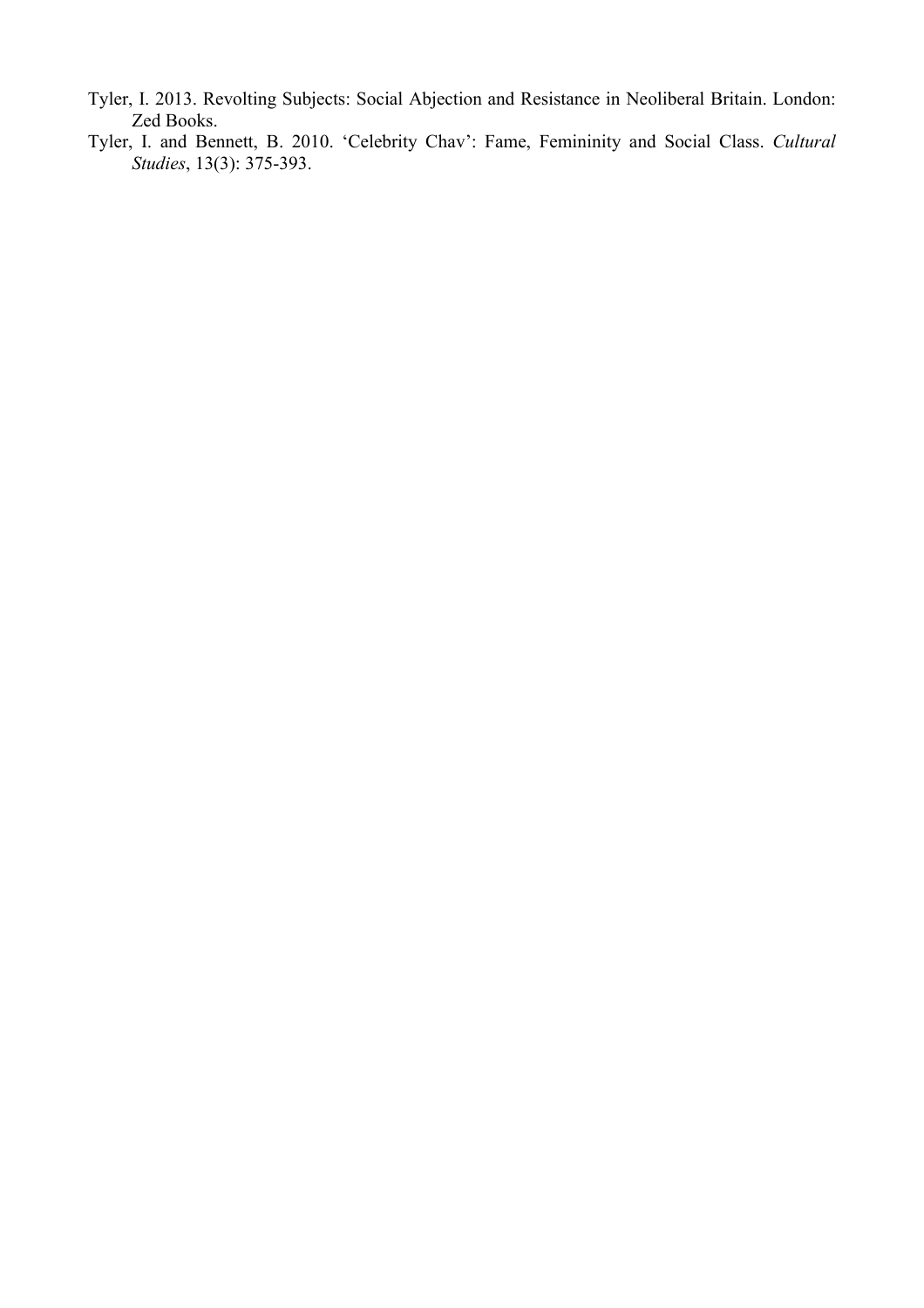Tyler, I. 2013. Revolting Subjects: Social Abjection and Resistance in Neoliberal Britain. London: Zed Books.

Tyler, I. and Bennett, B. 2010. 'Celebrity Chav': Fame, Femininity and Social Class. *Cultural Studies*, 13(3): 375-393.